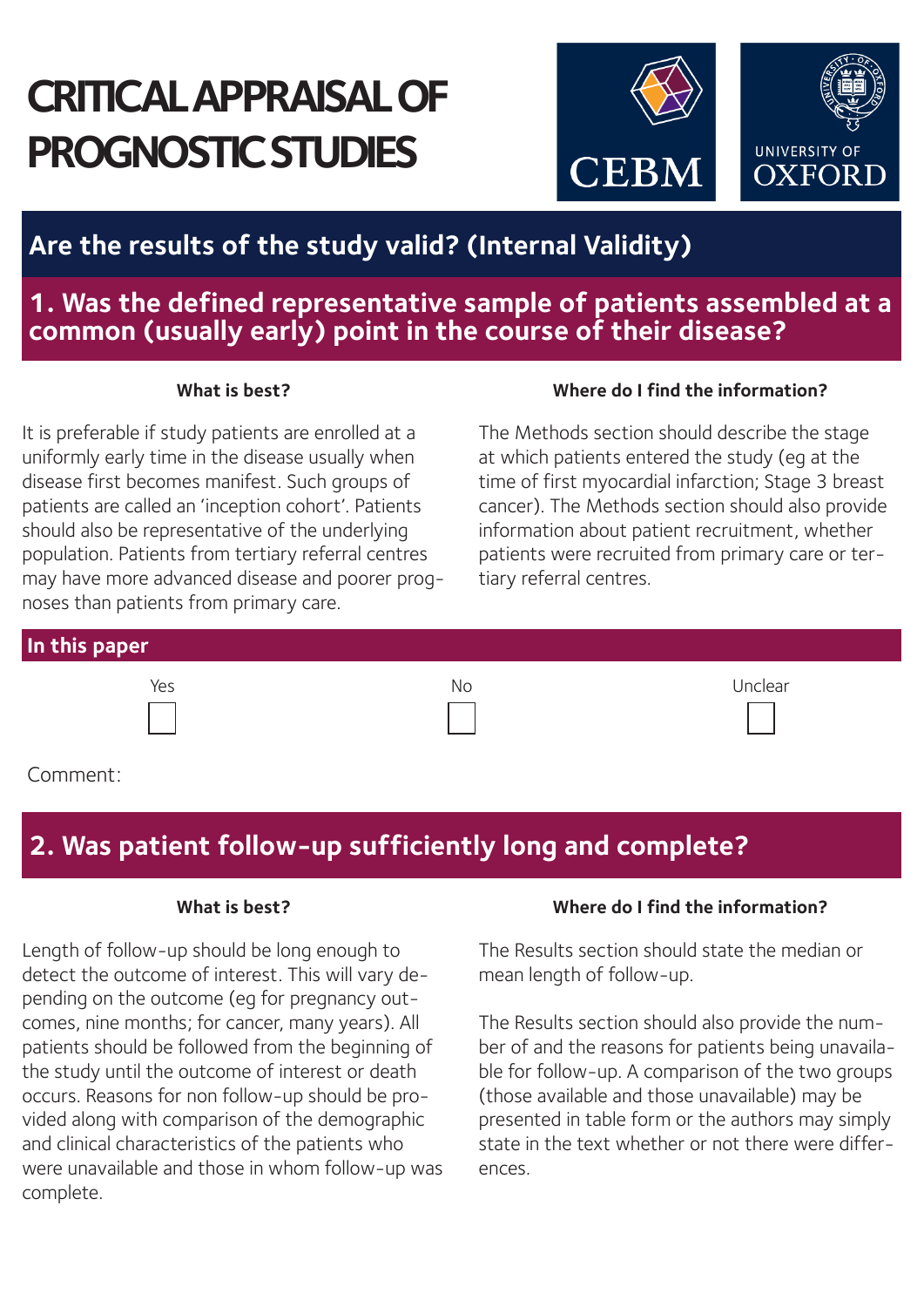# CRITICAL APPRAISAL OF PROGNOSTIC STUDIES

CEBM

UNIVERSITY OF OXFORD

## Are the results of the study valid? (Internal Validity)

### 1. Was the defined representative sample of patients assembled at a common (usually early) point in the course of their disease?

**What is best?**

It is preferable if study patients are enrolled at a uniformly early time in the disease usually when disease first becomes manifest. Such groups of patients are called an 'inception cohort'. Patients should also be representative of the underlying population. Patients from tertiary referral centres may have more advanced disease and poorer prognoses than patients from primary care.

**Where do I find the information?**

The Methods section should describe the stage at which patients entered the study (eg at the time of first myocardial infarction; Stage 3 breast cancer). The Methods section should also provide information about patient recruitment, whether patients were recruited from primary care or tertiary referral centres.

**In this paper**

| Yes | No | Unclear |
| --- | --- | --- |
| ☐ | ☐ | ☐ |

Comment:

### 2. Was patient follow-up sufficiently long and complete?

**What is best?**

Length of follow-up should be long enough to detect the outcome of interest. This will vary depending on the outcome (eg for pregnancy outcomes, nine months; for cancer, many years). All patients should be followed from the beginning of the study until the outcome of interest or death occurs. Reasons for non follow-up should be provided along with comparison of the demographic and clinical characteristics of the patients who were unavailable and those in whom follow-up was complete.

**Where do I find the information?**

The Results section should state the median or mean length of follow-up.

The Results section should also provide the number of and the reasons for patients being unavailable for follow-up. A comparison of the two groups (those available and those unavailable) may be presented in table form or the authors may simply state in the text whether or not there were differences.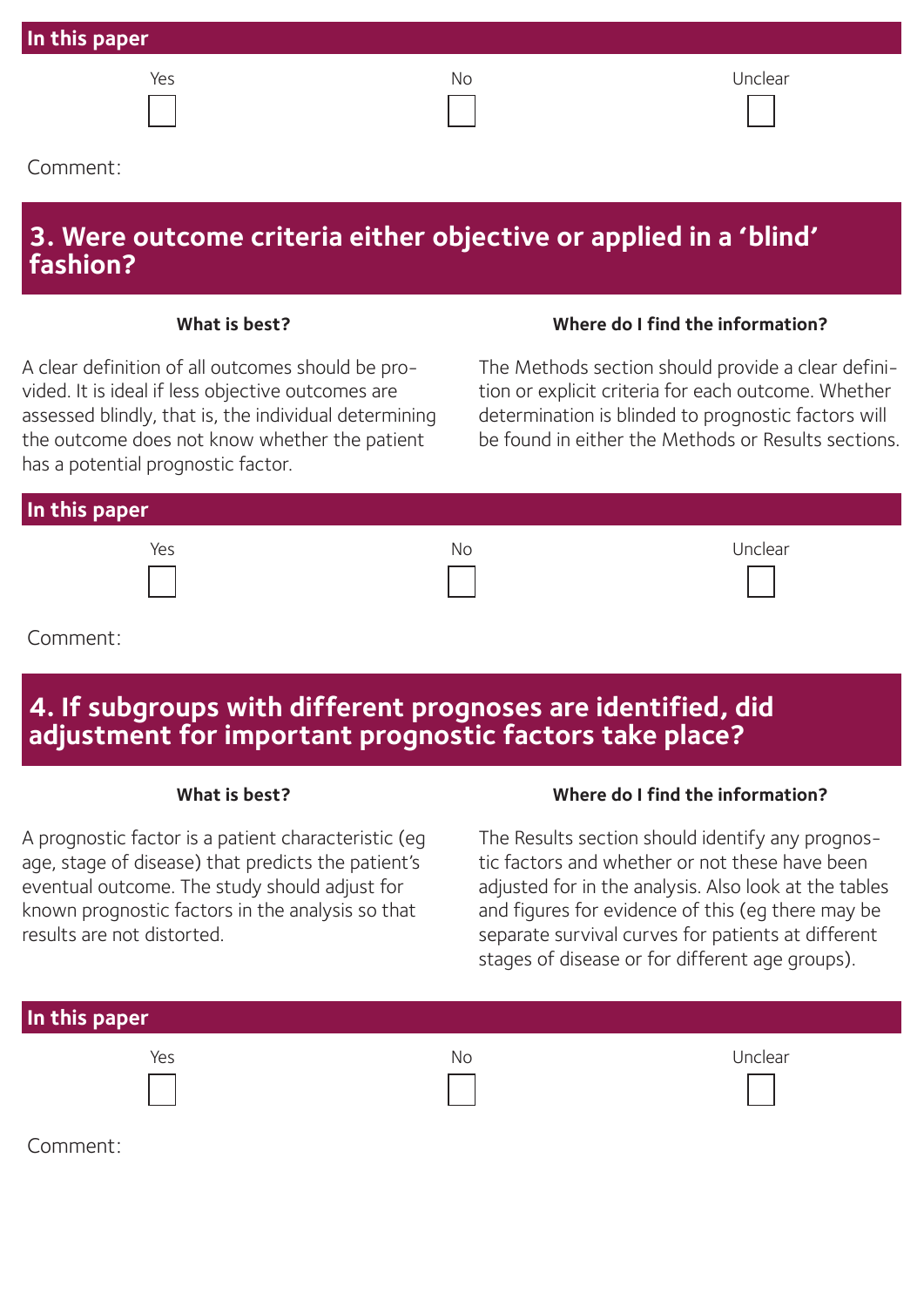### In this paper

Yes ☐ No ☐ Unclear ☐

Comment:

## 3. Were outcome criteria either objective or applied in a 'blind' fashion?

**What is best?**

A clear definition of all outcomes should be provided. It is ideal if less objective outcomes are assessed blindly, that is, the individual determining the outcome does not know whether the patient has a potential prognostic factor.

**Where do I find the information?**

The Methods section should provide a clear definition or explicit criteria for each outcome. Whether determination is blinded to prognostic factors will be found in either the Methods or Results sections.

### In this paper

Yes ☐ No ☐ Unclear ☐

Comment:

## 4. If subgroups with different prognoses are identified, did adjustment for important prognostic factors take place?

**What is best?**

A prognostic factor is a patient characteristic (eg age, stage of disease) that predicts the patient's eventual outcome. The study should adjust for known prognostic factors in the analysis so that results are not distorted.

**Where do I find the information?**

The Results section should identify any prognostic factors and whether or not these have been adjusted for in the analysis. Also look at the tables and figures for evidence of this (eg there may be separate survival curves for patients at different stages of disease or for different age groups).

### In this paper

Yes ☐ No ☐ Unclear ☐

Comment: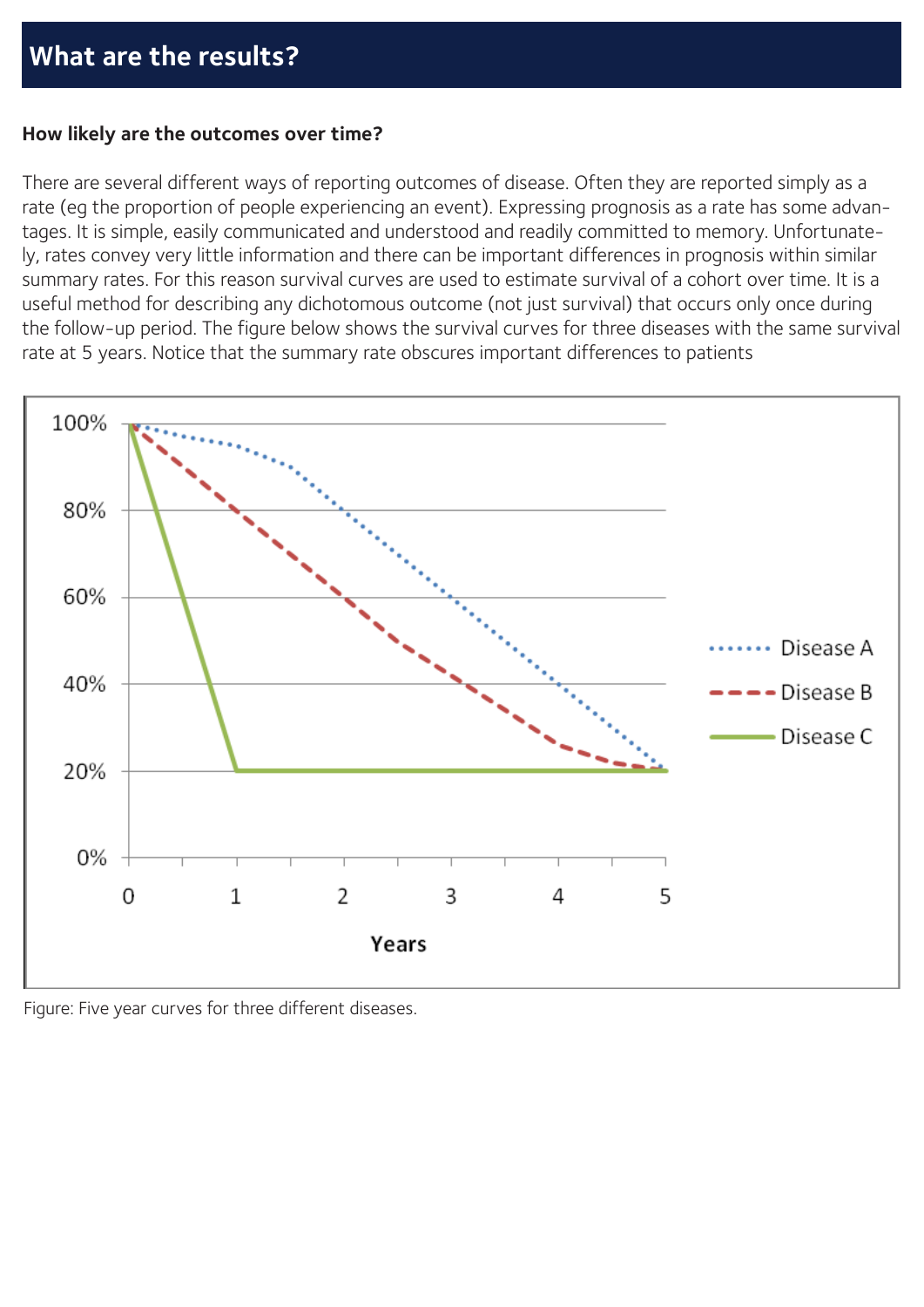## What are the results?

**How likely are the outcomes over time?**

There are several different ways of reporting outcomes of disease. Often they are reported simply as a rate (eg the proportion of people experiencing an event). Expressing prognosis as a rate has some advantages. It is simple, easily communicated and understood and readily committed to memory. Unfortunately, rates convey very little information and there can be important differences in prognosis within similar summary rates. For this reason survival curves are used to estimate survival of a cohort over time. It is a useful method for describing any dichotomous outcome (not just survival) that occurs only once during the follow-up period. The figure below shows the survival curves for three diseases with the same survival rate at 5 years. Notice that the summary rate obscures important differences to patients

Figure: Five year curves for three different diseases.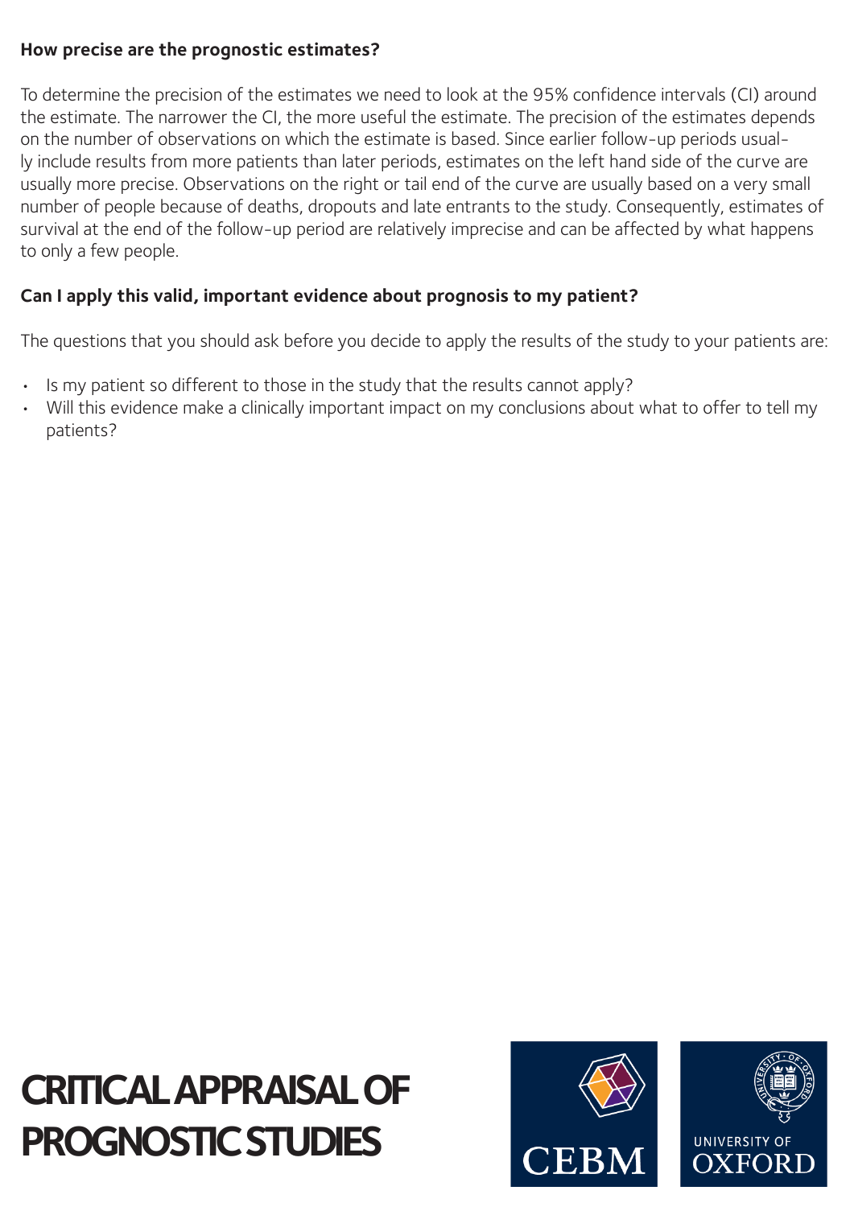### How precise are the prognostic estimates?

To determine the precision of the estimates we need to look at the 95% confidence intervals (CI) around the estimate. The narrower the CI, the more useful the estimate. The precision of the estimates depends on the number of observations on which the estimate is based. Since earlier follow-up periods usually include results from more patients than later periods, estimates on the left hand side of the curve are usually more precise. Observations on the right or tail end of the curve are usually based on a very small number of people because of deaths, dropouts and late entrants to the study. Consequently, estimates of survival at the end of the follow-up period are relatively imprecise and can be affected by what happens to only a few people.

### Can I apply this valid, important evidence about prognosis to my patient?

The questions that you should ask before you decide to apply the results of the study to your patients are:

- Is my patient so different to those in the study that the results cannot apply?
- Will this evidence make a clinically important impact on my conclusions about what to offer to tell my patients?

# CRITICAL APPRAISAL OF PROGNOSTIC STUDIES

CEBM

UNIVERSITY OF OXFORD